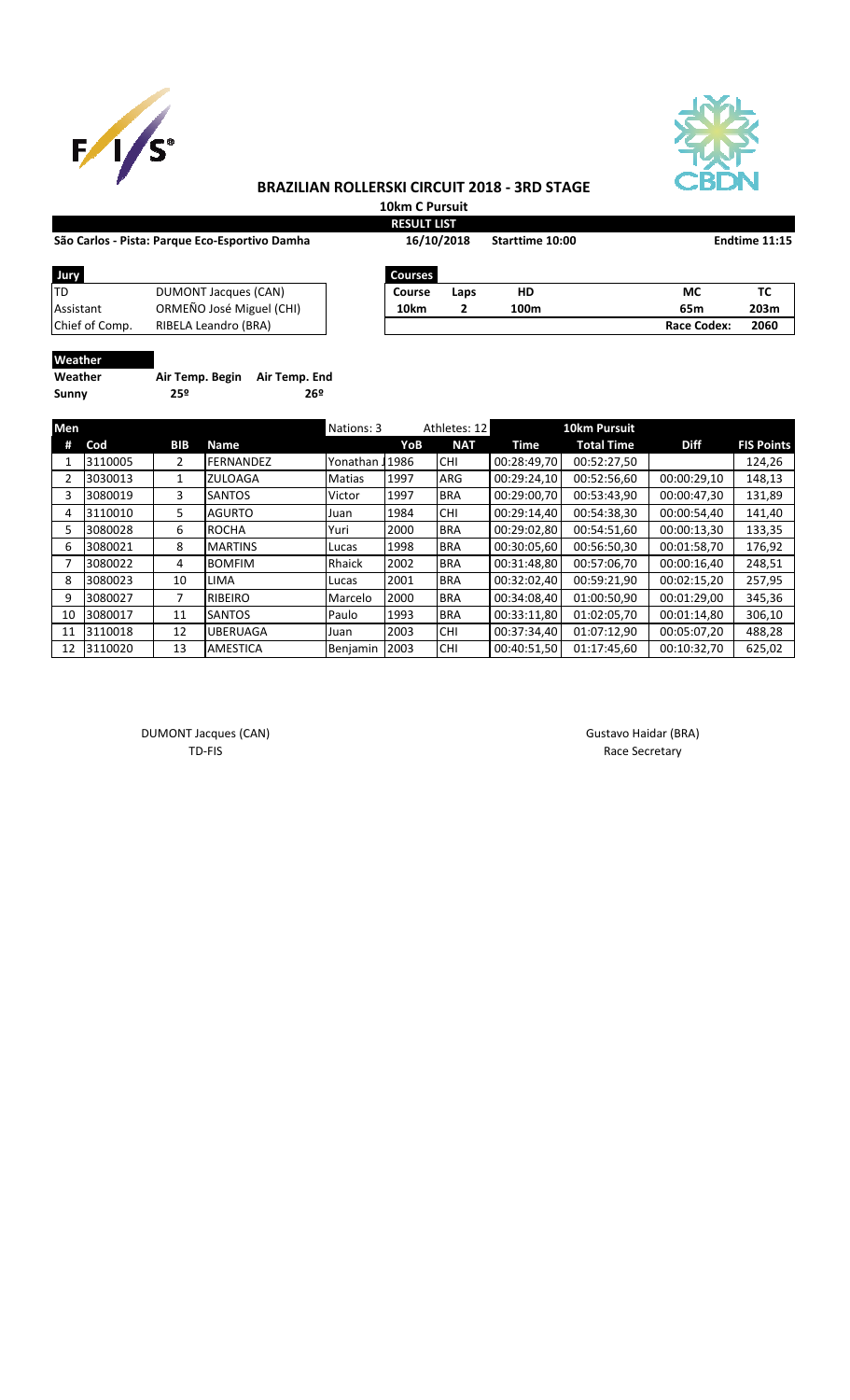# BRAZILIAN ROLLERSKI CIRCUIT 2018 - 3RD STAGE

## 10km C Pursuit

**RESULT LIST**

**São Carlos - Pista: Parque Eco-Esportivo Damha** | **16/10/2018** | **Starttime 10:00** | **Endtime 11:15**

| Jury | |
|---|---|
| TD | DUMONT Jacques (CAN) |
| Assistant | ORMEÑO José Miguel (CHI) |
| Chief of Comp. | RIBELA Leandro (BRA) |

| Courses | | | | |
|---|---|---|---|---|
| Course | Laps | HD | MC | TC |
| 10km | 2 | 100m | 65m | 203m |
| | | | Race Codex: | 2060 |

**Weather**

| Weather | Air Temp. Begin | Air Temp. End |
|---|---|---|
| Sunny | 25º | 26º |

| Men | | | | Nations: 3 | | Athletes: 12 | 10km Pursuit | | | |
|---|---|---|---|---|---|---|---|---|---|---|
| # | Cod | BIB | Name | | YoB | NAT | Time | Total Time | Diff | FIS Points |
| 1 | 3110005 | 2 | FERNANDEZ | Yonathan J | 1986 | CHI | 00:28:49,70 | 00:52:27,50 | | 124,26 |
| 2 | 3030013 | 1 | ZULOAGA | Matias | 1997 | ARG | 00:29:24,10 | 00:52:56,60 | 00:00:29,10 | 148,13 |
| 3 | 3080019 | 3 | SANTOS | Victor | 1997 | BRA | 00:29:00,70 | 00:53:43,90 | 00:00:47,30 | 131,89 |
| 4 | 3110010 | 5 | AGURTO | Juan | 1984 | CHI | 00:29:14,40 | 00:54:38,30 | 00:00:54,40 | 141,40 |
| 5 | 3080028 | 6 | ROCHA | Yuri | 2000 | BRA | 00:29:02,80 | 00:54:51,60 | 00:00:13,30 | 133,35 |
| 6 | 3080021 | 8 | MARTINS | Lucas | 1998 | BRA | 00:30:05,60 | 00:56:50,30 | 00:01:58,70 | 176,92 |
| 7 | 3080022 | 4 | BOMFIM | Rhaick | 2002 | BRA | 00:31:48,80 | 00:57:06,70 | 00:00:16,40 | 248,51 |
| 8 | 3080023 | 10 | LIMA | Lucas | 2001 | BRA | 00:32:02,40 | 00:59:21,90 | 00:02:15,20 | 257,95 |
| 9 | 3080027 | 7 | RIBEIRO | Marcelo | 2000 | BRA | 00:34:08,40 | 01:00:50,90 | 00:01:29,00 | 345,36 |
| 10 | 3080017 | 11 | SANTOS | Paulo | 1993 | BRA | 00:33:11,80 | 01:02:05,70 | 00:01:14,80 | 306,10 |
| 11 | 3110018 | 12 | UBERUAGA | Juan | 2003 | CHI | 00:37:34,40 | 01:07:12,90 | 00:05:07,20 | 488,28 |
| 12 | 3110020 | 13 | AMESTICA | Benjamin | 2003 | CHI | 00:40:51,50 | 01:17:45,60 | 00:10:32,70 | 625,02 |

DUMONT Jacques (CAN)
TD-FIS

Gustavo Haidar (BRA)
Race Secretary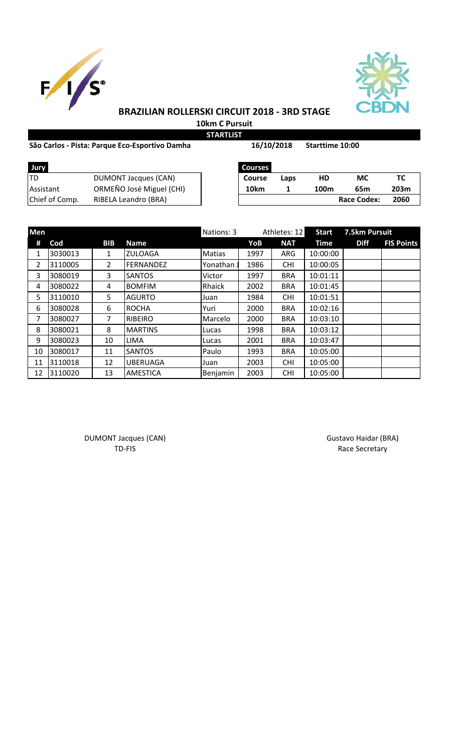# BRAZILIAN ROLLERSKI CIRCUIT 2018 - 3RD STAGE

## 10km C Pursuit

**STARTLIST**

**São Carlos - Pista: Parque Eco-Esportivo Damha** | **16/10/2018** | **Starttime 10:00**

| Jury | |
|---|---|
| TD | DUMONT Jacques (CAN) |
| Assistant | ORMEÑO José Miguel (CHI) |
| Chief of Comp. | RIBELA Leandro (BRA) |

| Courses | | | | |
|---|---|---|---|---|
| **Course** | **Laps** | **HD** | **MC** | **TC** |
| **10km** | **1** | **100m** | **65m** | **203m** |
| | | | **Race Codex:** | **2060** |

| Men | | | | Nations: 3 | | Athletes: 12 | Start | 7.5km Pursuit | |
|---|---|---|---|---|---|---|---|---|---|
| # | Cod | BIB | Name | | YoB | NAT | Time | Diff | FIS Points |
| 1 | 3030013 | 1 | ZULOAGA | Matias | 1997 | ARG | 10:00:00 | | |
| 2 | 3110005 | 2 | FERNANDEZ | Yonathan J | 1986 | CHI | 10:00:05 | | |
| 3 | 3080019 | 3 | SANTOS | Victor | 1997 | BRA | 10:01:11 | | |
| 4 | 3080022 | 4 | BOMFIM | Rhaick | 2002 | BRA | 10:01:45 | | |
| 5 | 3110010 | 5 | AGURTO | Juan | 1984 | CHI | 10:01:51 | | |
| 6 | 3080028 | 6 | ROCHA | Yuri | 2000 | BRA | 10:02:16 | | |
| 7 | 3080027 | 7 | RIBEIRO | Marcelo | 2000 | BRA | 10:03:10 | | |
| 8 | 3080021 | 8 | MARTINS | Lucas | 1998 | BRA | 10:03:12 | | |
| 9 | 3080023 | 10 | LIMA | Lucas | 2001 | BRA | 10:03:47 | | |
| 10 | 3080017 | 11 | SANTOS | Paulo | 1993 | BRA | 10:05:00 | | |
| 11 | 3110018 | 12 | UBERUAGA | Juan | 2003 | CHI | 10:05:00 | | |
| 12 | 3110020 | 13 | AMESTICA | Benjamin | 2003 | CHI | 10:05:00 | | |

DUMONT Jacques (CAN)
TD-FIS

Gustavo Haidar (BRA)
Race Secretary